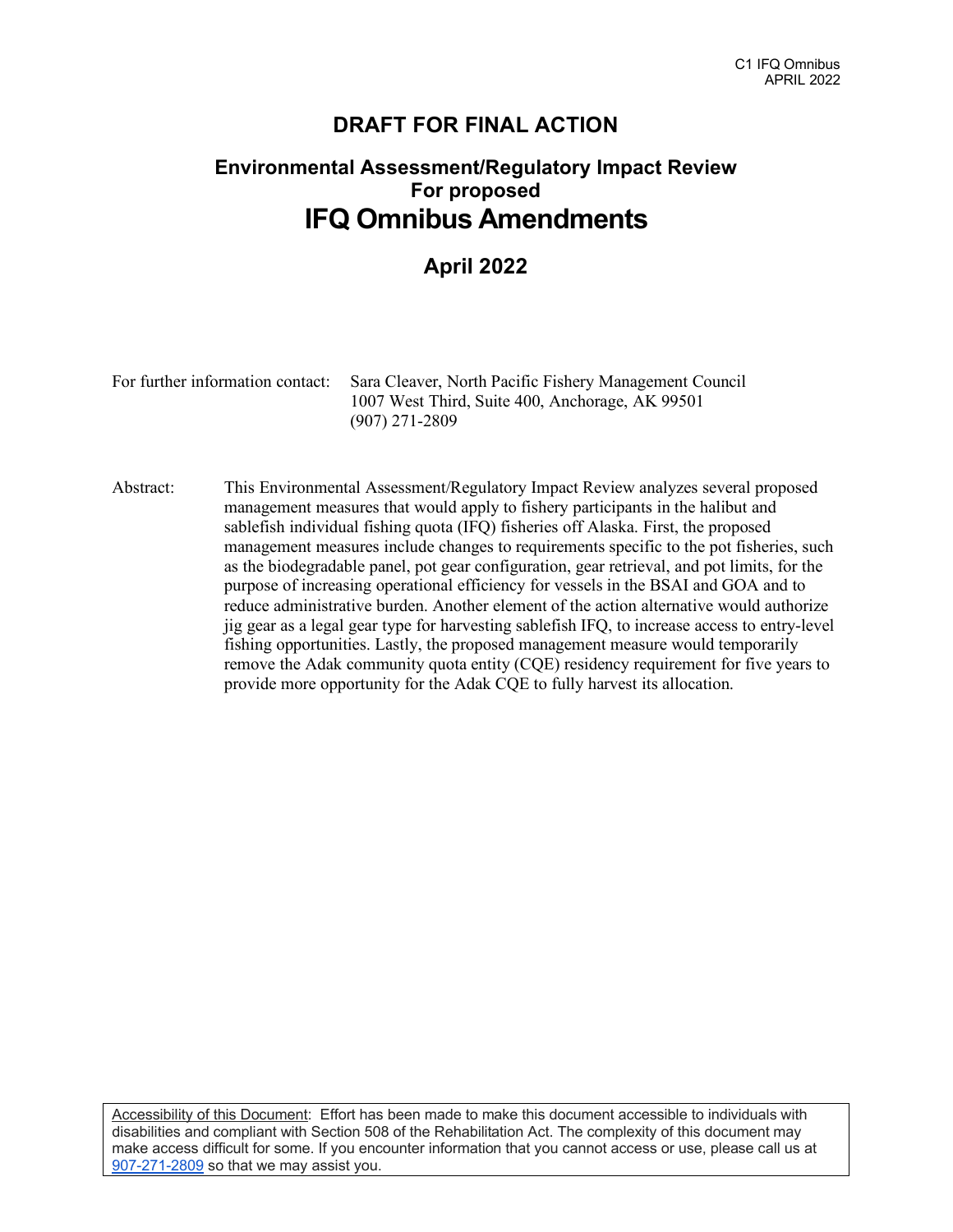# DRAFT FOR FINAL ACTION

## Environmental Assessment/Regulatory Impact Review For proposed

# IFQ Omnibus Amendments

## April 2022

For further information contact: Sara Cleaver, North Pacific Fishery Management Council
1007 West Third, Suite 400, Anchorage, AK 99501
(907) 271-2809

Abstract: This Environmental Assessment/Regulatory Impact Review analyzes several proposed management measures that would apply to fishery participants in the halibut and sablefish individual fishing quota (IFQ) fisheries off Alaska. First, the proposed management measures include changes to requirements specific to the pot fisheries, such as the biodegradable panel, pot gear configuration, gear retrieval, and pot limits, for the purpose of increasing operational efficiency for vessels in the BSAI and GOA and to reduce administrative burden. Another element of the action alternative would authorize jig gear as a legal gear type for harvesting sablefish IFQ, to increase access to entry-level fishing opportunities. Lastly, the proposed management measure would temporarily remove the Adak community quota entity (CQE) residency requirement for five years to provide more opportunity for the Adak CQE to fully harvest its allocation.

Accessibility of this Document: Effort has been made to make this document accessible to individuals with disabilities and compliant with Section 508 of the Rehabilitation Act. The complexity of this document may make access difficult for some. If you encounter information that you cannot access or use, please call us at 907-271-2809 so that we may assist you.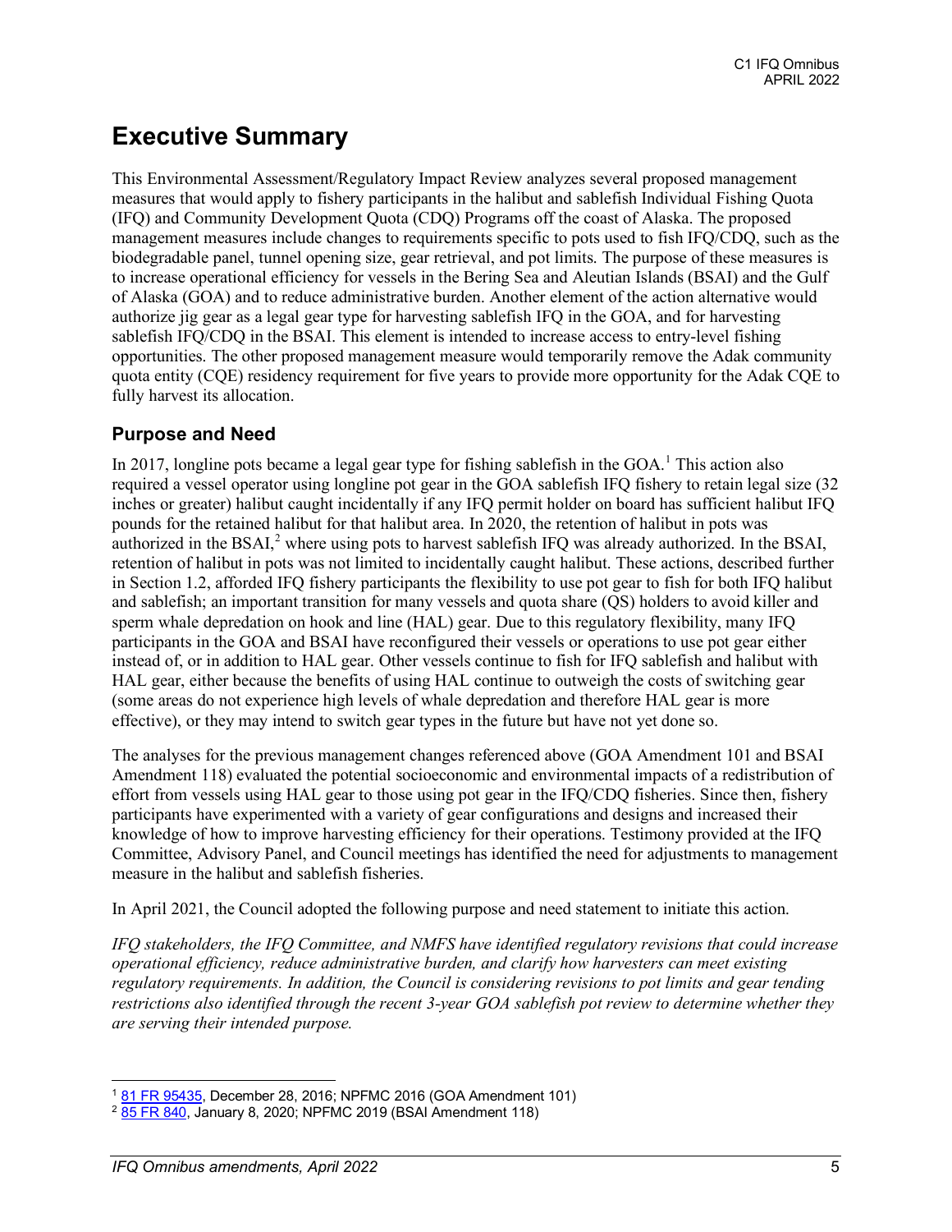# Executive Summary

This Environmental Assessment/Regulatory Impact Review analyzes several proposed management measures that would apply to fishery participants in the halibut and sablefish Individual Fishing Quota (IFQ) and Community Development Quota (CDQ) Programs off the coast of Alaska. The proposed management measures include changes to requirements specific to pots used to fish IFQ/CDQ, such as the biodegradable panel, tunnel opening size, gear retrieval, and pot limits. The purpose of these measures is to increase operational efficiency for vessels in the Bering Sea and Aleutian Islands (BSAI) and the Gulf of Alaska (GOA) and to reduce administrative burden. Another element of the action alternative would authorize jig gear as a legal gear type for harvesting sablefish IFQ in the GOA, and for harvesting sablefish IFQ/CDQ in the BSAI. This element is intended to increase access to entry-level fishing opportunities. The other proposed management measure would temporarily remove the Adak community quota entity (CQE) residency requirement for five years to provide more opportunity for the Adak CQE to fully harvest its allocation.

## Purpose and Need

In 2017, longline pots became a legal gear type for fishing sablefish in the GOA.[1] This action also required a vessel operator using longline pot gear in the GOA sablefish IFQ fishery to retain legal size (32 inches or greater) halibut caught incidentally if any IFQ permit holder on board has sufficient halibut IFQ pounds for the retained halibut for that halibut area. In 2020, the retention of halibut in pots was authorized in the BSAI,[2] where using pots to harvest sablefish IFQ was already authorized. In the BSAI, retention of halibut in pots was not limited to incidentally caught halibut. These actions, described further in Section 1.2, afforded IFQ fishery participants the flexibility to use pot gear to fish for both IFQ halibut and sablefish; an important transition for many vessels and quota share (QS) holders to avoid killer and sperm whale depredation on hook and line (HAL) gear. Due to this regulatory flexibility, many IFQ participants in the GOA and BSAI have reconfigured their vessels or operations to use pot gear either instead of, or in addition to HAL gear. Other vessels continue to fish for IFQ sablefish and halibut with HAL gear, either because the benefits of using HAL continue to outweigh the costs of switching gear (some areas do not experience high levels of whale depredation and therefore HAL gear is more effective), or they may intend to switch gear types in the future but have not yet done so.

The analyses for the previous management changes referenced above (GOA Amendment 101 and BSAI Amendment 118) evaluated the potential socioeconomic and environmental impacts of a redistribution of effort from vessels using HAL gear to those using pot gear in the IFQ/CDQ fisheries. Since then, fishery participants have experimented with a variety of gear configurations and designs and increased their knowledge of how to improve harvesting efficiency for their operations. Testimony provided at the IFQ Committee, Advisory Panel, and Council meetings has identified the need for adjustments to management measure in the halibut and sablefish fisheries.

In April 2021, the Council adopted the following purpose and need statement to initiate this action.

*IFQ stakeholders, the IFQ Committee, and NMFS have identified regulatory revisions that could increase operational efficiency, reduce administrative burden, and clarify how harvesters can meet existing regulatory requirements. In addition, the Council is considering revisions to pot limits and gear tending restrictions also identified through the recent 3-year GOA sablefish pot review to determine whether they are serving their intended purpose.*

---

[1] 81 FR 95435, December 28, 2016; NPFMC 2016 (GOA Amendment 101)

[2] 85 FR 840, January 8, 2020; NPFMC 2019 (BSAI Amendment 118)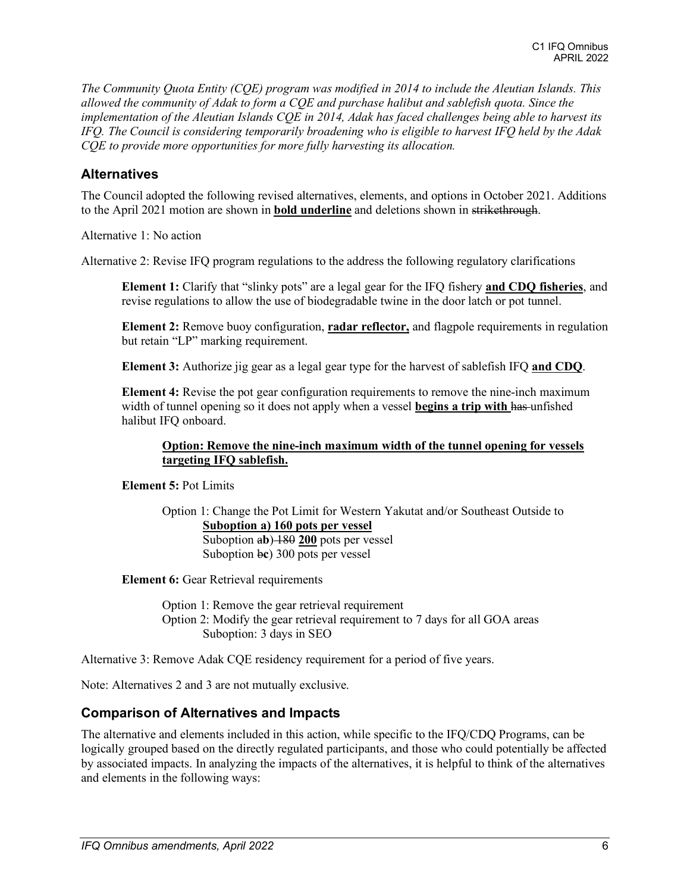*The Community Quota Entity (CQE) program was modified in 2014 to include the Aleutian Islands. This allowed the community of Adak to form a CQE and purchase halibut and sablefish quota. Since the implementation of the Aleutian Islands CQE in 2014, Adak has faced challenges being able to harvest its IFQ. The Council is considering temporarily broadening who is eligible to harvest IFQ held by the Adak CQE to provide more opportunities for more fully harvesting its allocation.*

## Alternatives

The Council adopted the following revised alternatives, elements, and options in October 2021. Additions to the April 2021 motion are shown in **<u>bold underline</u>** and deletions shown in ~~strikethrough~~.

Alternative 1: No action

Alternative 2: Revise IFQ program regulations to the address the following regulatory clarifications

> **Element 1:** Clarify that "slinky pots" are a legal gear for the IFQ fishery **<u>and CDQ fisheries</u>**, and revise regulations to allow the use of biodegradable twine in the door latch or pot tunnel.
>
> **Element 2:** Remove buoy configuration, **<u>radar reflector,</u>** and flagpole requirements in regulation but retain "LP" marking requirement.
>
> **Element 3:** Authorize jig gear as a legal gear type for the harvest of sablefish IFQ **<u>and CDQ</u>**.
>
> **Element 4:** Revise the pot gear configuration requirements to remove the nine-inch maximum width of tunnel opening so it does not apply when a vessel **<u>begins a trip with</u>** ~~has~~ unfished halibut IFQ onboard.
>
> > **<u>Option: Remove the nine-inch maximum width of the tunnel opening for vessels targeting IFQ sablefish.</u>**
>
> **Element 5:** Pot Limits
>
> > Option 1: Change the Pot Limit for Western Yakutat and/or Southeast Outside to
> > > **<u>Suboption a) 160 pots per vessel</u>**
> > > Suboption ~~a~~**b**) ~~180~~ **200** pots per vessel
> > > Suboption ~~b~~**c**) 300 pots per vessel
>
> **Element 6:** Gear Retrieval requirements
>
> > Option 1: Remove the gear retrieval requirement
> > Option 2: Modify the gear retrieval requirement to 7 days for all GOA areas
> > > Suboption: 3 days in SEO

Alternative 3: Remove Adak CQE residency requirement for a period of five years.

Note: Alternatives 2 and 3 are not mutually exclusive.

## Comparison of Alternatives and Impacts

The alternative and elements included in this action, while specific to the IFQ/CDQ Programs, can be logically grouped based on the directly regulated participants, and those who could potentially be affected by associated impacts. In analyzing the impacts of the alternatives, it is helpful to think of the alternatives and elements in the following ways: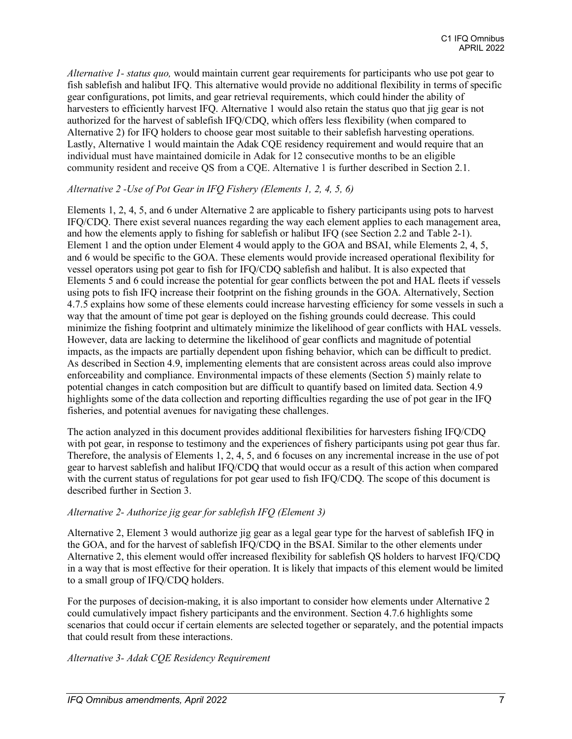*Alternative 1- status quo,* would maintain current gear requirements for participants who use pot gear to fish sablefish and halibut IFQ. This alternative would provide no additional flexibility in terms of specific gear configurations, pot limits, and gear retrieval requirements, which could hinder the ability of harvesters to efficiently harvest IFQ. Alternative 1 would also retain the status quo that jig gear is not authorized for the harvest of sablefish IFQ/CDQ, which offers less flexibility (when compared to Alternative 2) for IFQ holders to choose gear most suitable to their sablefish harvesting operations. Lastly, Alternative 1 would maintain the Adak CQE residency requirement and would require that an individual must have maintained domicile in Adak for 12 consecutive months to be an eligible community resident and receive QS from a CQE. Alternative 1 is further described in Section 2.1.

*Alternative 2 -Use of Pot Gear in IFQ Fishery (Elements 1, 2, 4, 5, 6)*

Elements 1, 2, 4, 5, and 6 under Alternative 2 are applicable to fishery participants using pots to harvest IFQ/CDQ. There exist several nuances regarding the way each element applies to each management area, and how the elements apply to fishing for sablefish or halibut IFQ (see Section 2.2 and Table 2-1). Element 1 and the option under Element 4 would apply to the GOA and BSAI, while Elements 2, 4, 5, and 6 would be specific to the GOA. These elements would provide increased operational flexibility for vessel operators using pot gear to fish for IFQ/CDQ sablefish and halibut. It is also expected that Elements 5 and 6 could increase the potential for gear conflicts between the pot and HAL fleets if vessels using pots to fish IFQ increase their footprint on the fishing grounds in the GOA. Alternatively, Section 4.7.5 explains how some of these elements could increase harvesting efficiency for some vessels in such a way that the amount of time pot gear is deployed on the fishing grounds could decrease. This could minimize the fishing footprint and ultimately minimize the likelihood of gear conflicts with HAL vessels. However, data are lacking to determine the likelihood of gear conflicts and magnitude of potential impacts, as the impacts are partially dependent upon fishing behavior, which can be difficult to predict. As described in Section 4.9, implementing elements that are consistent across areas could also improve enforceability and compliance. Environmental impacts of these elements (Section 5) mainly relate to potential changes in catch composition but are difficult to quantify based on limited data. Section 4.9 highlights some of the data collection and reporting difficulties regarding the use of pot gear in the IFQ fisheries, and potential avenues for navigating these challenges.

The action analyzed in this document provides additional flexibilities for harvesters fishing IFQ/CDQ with pot gear, in response to testimony and the experiences of fishery participants using pot gear thus far. Therefore, the analysis of Elements 1, 2, 4, 5, and 6 focuses on any incremental increase in the use of pot gear to harvest sablefish and halibut IFQ/CDQ that would occur as a result of this action when compared with the current status of regulations for pot gear used to fish IFQ/CDQ. The scope of this document is described further in Section 3.

*Alternative 2- Authorize jig gear for sablefish IFQ (Element 3)*

Alternative 2, Element 3 would authorize jig gear as a legal gear type for the harvest of sablefish IFQ in the GOA, and for the harvest of sablefish IFQ/CDQ in the BSAI. Similar to the other elements under Alternative 2, this element would offer increased flexibility for sablefish QS holders to harvest IFQ/CDQ in a way that is most effective for their operation. It is likely that impacts of this element would be limited to a small group of IFQ/CDQ holders.

For the purposes of decision-making, it is also important to consider how elements under Alternative 2 could cumulatively impact fishery participants and the environment. Section 4.7.6 highlights some scenarios that could occur if certain elements are selected together or separately, and the potential impacts that could result from these interactions.

*Alternative 3- Adak CQE Residency Requirement*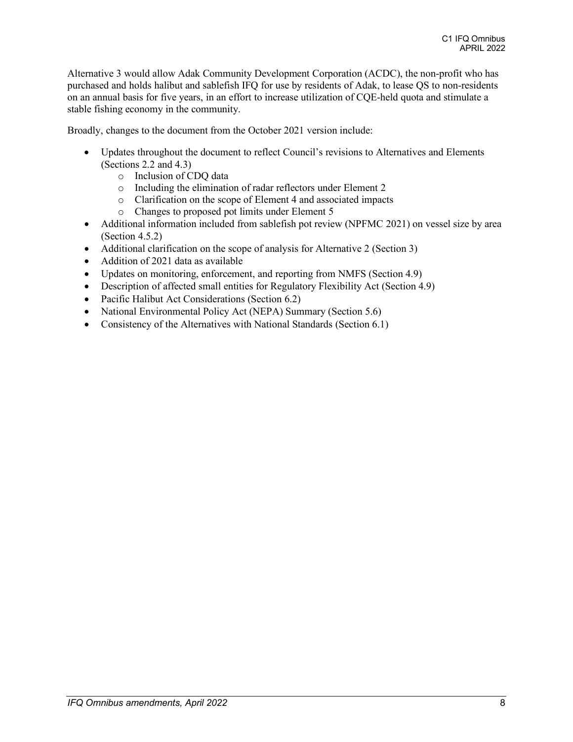Alternative 3 would allow Adak Community Development Corporation (ACDC), the non-profit who has purchased and holds halibut and sablefish IFQ for use by residents of Adak, to lease QS to non-residents on an annual basis for five years, in an effort to increase utilization of CQE-held quota and stimulate a stable fishing economy in the community.

Broadly, changes to the document from the October 2021 version include:

- Updates throughout the document to reflect Council's revisions to Alternatives and Elements (Sections 2.2 and 4.3)
  - Inclusion of CDQ data
  - Including the elimination of radar reflectors under Element 2
  - Clarification on the scope of Element 4 and associated impacts
  - Changes to proposed pot limits under Element 5
- Additional information included from sablefish pot review (NPFMC 2021) on vessel size by area (Section 4.5.2)
- Additional clarification on the scope of analysis for Alternative 2 (Section 3)
- Addition of 2021 data as available
- Updates on monitoring, enforcement, and reporting from NMFS (Section 4.9)
- Description of affected small entities for Regulatory Flexibility Act (Section 4.9)
- Pacific Halibut Act Considerations (Section 6.2)
- National Environmental Policy Act (NEPA) Summary (Section 5.6)
- Consistency of the Alternatives with National Standards (Section 6.1)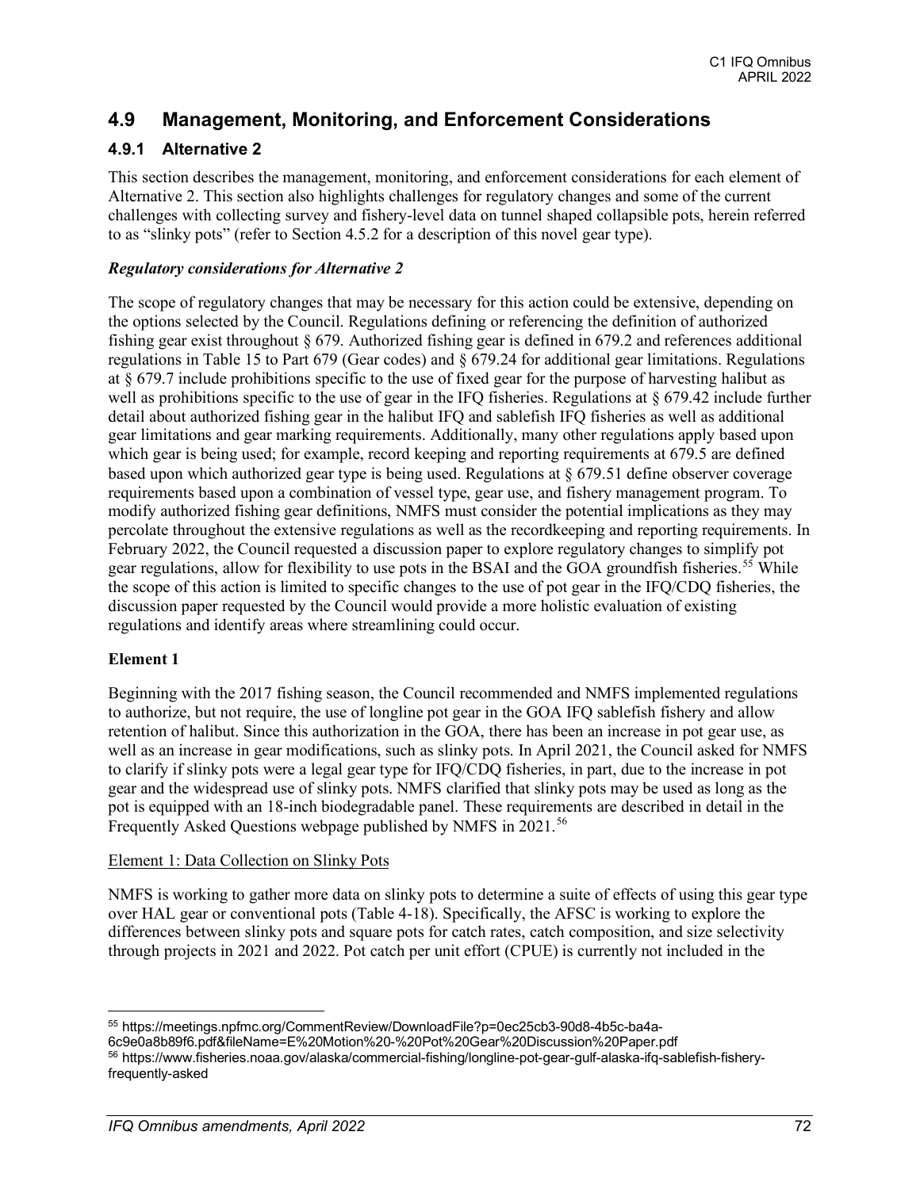## 4.9 Management, Monitoring, and Enforcement Considerations

### 4.9.1 Alternative 2

This section describes the management, monitoring, and enforcement considerations for each element of Alternative 2. This section also highlights challenges for regulatory changes and some of the current challenges with collecting survey and fishery-level data on tunnel shaped collapsible pots, herein referred to as "slinky pots" (refer to Section 4.5.2 for a description of this novel gear type).

***Regulatory considerations for Alternative 2***

The scope of regulatory changes that may be necessary for this action could be extensive, depending on the options selected by the Council. Regulations defining or referencing the definition of authorized fishing gear exist throughout § 679. Authorized fishing gear is defined in 679.2 and references additional regulations in Table 15 to Part 679 (Gear codes) and § 679.24 for additional gear limitations. Regulations at § 679.7 include prohibitions specific to the use of fixed gear for the purpose of harvesting halibut as well as prohibitions specific to the use of gear in the IFQ fisheries. Regulations at § 679.42 include further detail about authorized fishing gear in the halibut IFQ and sablefish IFQ fisheries as well as additional gear limitations and gear marking requirements. Additionally, many other regulations apply based upon which gear is being used; for example, record keeping and reporting requirements at 679.5 are defined based upon which authorized gear type is being used. Regulations at § 679.51 define observer coverage requirements based upon a combination of vessel type, gear use, and fishery management program. To modify authorized fishing gear definitions, NMFS must consider the potential implications as they may percolate throughout the extensive regulations as well as the recordkeeping and reporting requirements. In February 2022, the Council requested a discussion paper to explore regulatory changes to simplify pot gear regulations, allow for flexibility to use pots in the BSAI and the GOA groundfish fisheries.[55] While the scope of this action is limited to specific changes to the use of pot gear in the IFQ/CDQ fisheries, the discussion paper requested by the Council would provide a more holistic evaluation of existing regulations and identify areas where streamlining could occur.

**Element 1**

Beginning with the 2017 fishing season, the Council recommended and NMFS implemented regulations to authorize, but not require, the use of longline pot gear in the GOA IFQ sablefish fishery and allow retention of halibut. Since this authorization in the GOA, there has been an increase in pot gear use, as well as an increase in gear modifications, such as slinky pots. In April 2021, the Council asked for NMFS to clarify if slinky pots were a legal gear type for IFQ/CDQ fisheries, in part, due to the increase in pot gear and the widespread use of slinky pots. NMFS clarified that slinky pots may be used as long as the pot is equipped with an 18-inch biodegradable panel. These requirements are described in detail in the Frequently Asked Questions webpage published by NMFS in 2021.[56]

Element 1: Data Collection on Slinky Pots

NMFS is working to gather more data on slinky pots to determine a suite of effects of using this gear type over HAL gear or conventional pots (Table 4-18). Specifically, the AFSC is working to explore the differences between slinky pots and square pots for catch rates, catch composition, and size selectivity through projects in 2021 and 2022. Pot catch per unit effort (CPUE) is currently not included in the

[55] https://meetings.npfmc.org/CommentReview/DownloadFile?p=0ec25cb3-90d8-4b5c-ba4a-6c9e0a8b89f6.pdf&fileName=E%20Motion%20-%20Pot%20Gear%20Discussion%20Paper.pdf

[56] https://www.fisheries.noaa.gov/alaska/commercial-fishing/longline-pot-gear-gulf-alaska-ifq-sablefish-fishery-frequently-asked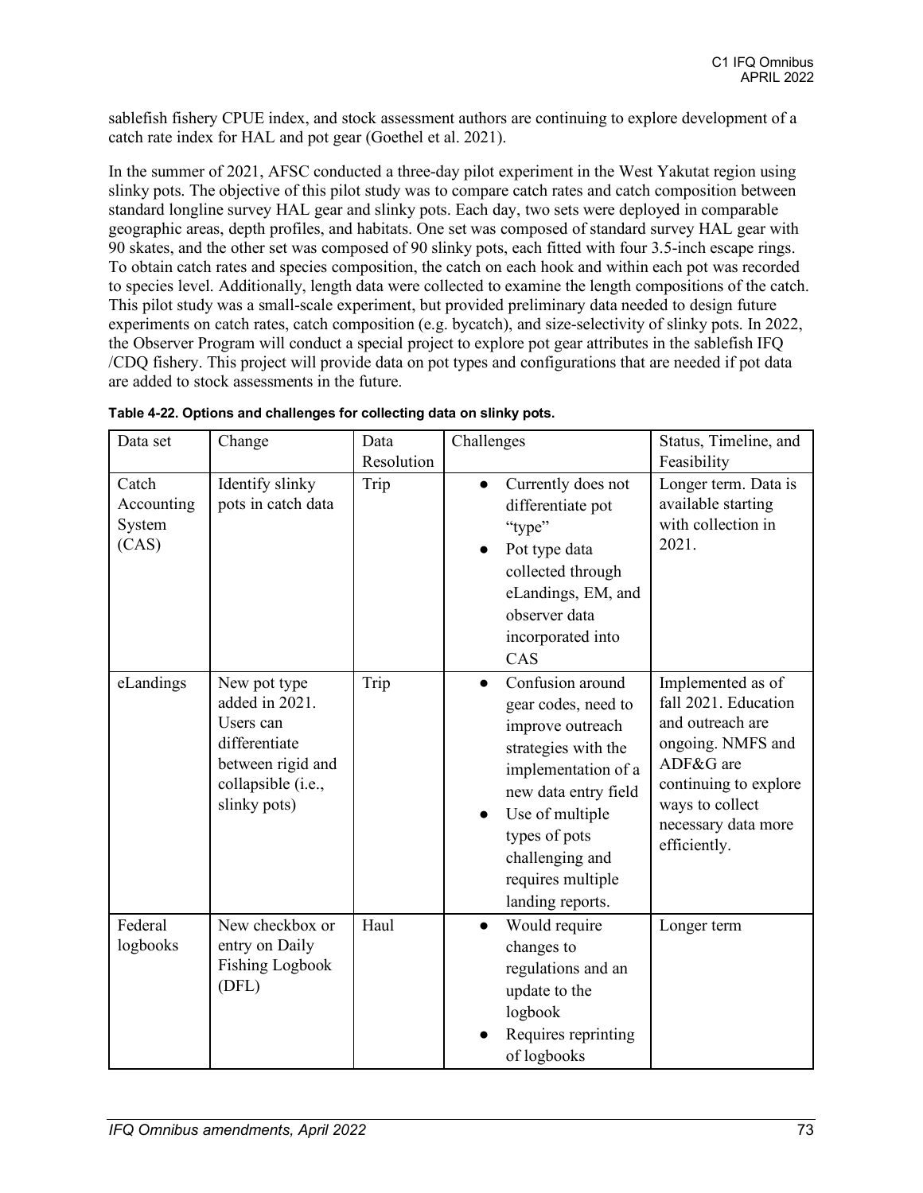sablefish fishery CPUE index, and stock assessment authors are continuing to explore development of a catch rate index for HAL and pot gear (Goethel et al. 2021).

In the summer of 2021, AFSC conducted a three-day pilot experiment in the West Yakutat region using slinky pots. The objective of this pilot study was to compare catch rates and catch composition between standard longline survey HAL gear and slinky pots. Each day, two sets were deployed in comparable geographic areas, depth profiles, and habitats. One set was composed of standard survey HAL gear with 90 skates, and the other set was composed of 90 slinky pots, each fitted with four 3.5-inch escape rings. To obtain catch rates and species composition, the catch on each hook and within each pot was recorded to species level. Additionally, length data were collected to examine the length compositions of the catch. This pilot study was a small-scale experiment, but provided preliminary data needed to design future experiments on catch rates, catch composition (e.g. bycatch), and size-selectivity of slinky pots. In 2022, the Observer Program will conduct a special project to explore pot gear attributes in the sablefish IFQ /CDQ fishery. This project will provide data on pot types and configurations that are needed if pot data are added to stock assessments in the future.

**Table 4-22. Options and challenges for collecting data on slinky pots.**

| Data set | Change | Data Resolution | Challenges | Status, Timeline, and Feasibility |
|---|---|---|---|---|
| Catch Accounting System (CAS) | Identify slinky pots in catch data | Trip | • Currently does not differentiate pot "type"<br>• Pot type data collected through eLandings, EM, and observer data incorporated into CAS | Longer term. Data is available starting with collection in 2021. |
| eLandings | New pot type added in 2021. Users can differentiate between rigid and collapsible (i.e., slinky pots) | Trip | • Confusion around gear codes, need to improve outreach strategies with the implementation of a new data entry field<br>• Use of multiple types of pots challenging and requires multiple landing reports. | Implemented as of fall 2021. Education and outreach are ongoing. NMFS and ADF&G are continuing to explore ways to collect necessary data more efficiently. |
| Federal logbooks | New checkbox or entry on Daily Fishing Logbook (DFL) | Haul | • Would require changes to regulations and an update to the logbook<br>• Requires reprinting of logbooks | Longer term |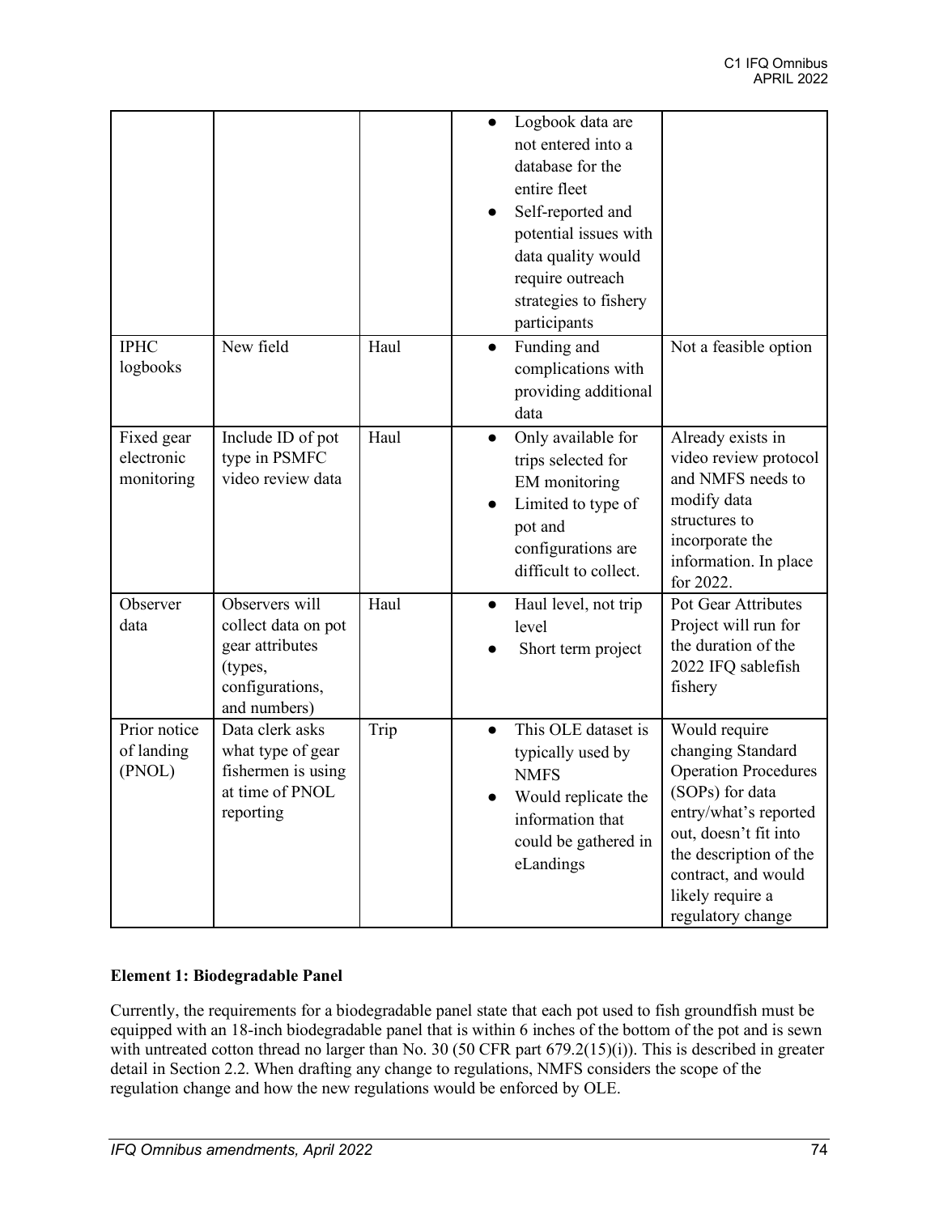| | | | • Logbook data are not entered into a database for the entire fleet<br>• Self-reported and potential issues with data quality would require outreach strategies to fishery participants | |
|---|---|---|---|---|
| IPHC logbooks | New field | Haul | • Funding and complications with providing additional data | Not a feasible option |
| Fixed gear electronic monitoring | Include ID of pot type in PSMFC video review data | Haul | • Only available for trips selected for EM monitoring<br>• Limited to type of pot and configurations are difficult to collect. | Already exists in video review protocol and NMFS needs to modify data structures to incorporate the information. In place for 2022. |
| Observer data | Observers will collect data on pot gear attributes (types, configurations, and numbers) | Haul | • Haul level, not trip level<br>• Short term project | Pot Gear Attributes Project will run for the duration of the 2022 IFQ sablefish fishery |
| Prior notice of landing (PNOL) | Data clerk asks what type of gear fishermen is using at time of PNOL reporting | Trip | • This OLE dataset is typically used by NMFS<br>• Would replicate the information that could be gathered in eLandings | Would require changing Standard Operation Procedures (SOPs) for data entry/what's reported out, doesn't fit into the description of the contract, and would likely require a regulatory change |

**Element 1: Biodegradable Panel**

Currently, the requirements for a biodegradable panel state that each pot used to fish groundfish must be equipped with an 18-inch biodegradable panel that is within 6 inches of the bottom of the pot and is sewn with untreated cotton thread no larger than No. 30 (50 CFR part 679.2(15)(i)). This is described in greater detail in Section 2.2. When drafting any change to regulations, NMFS considers the scope of the regulation change and how the new regulations would be enforced by OLE.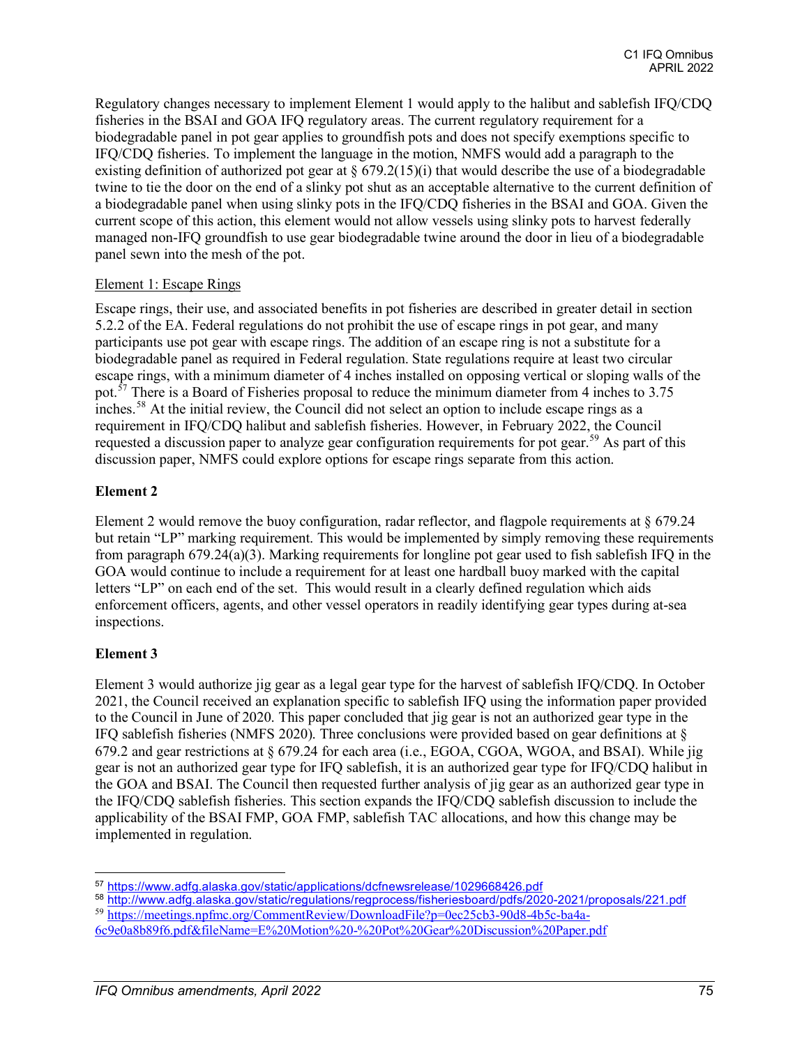Regulatory changes necessary to implement Element 1 would apply to the halibut and sablefish IFQ/CDQ fisheries in the BSAI and GOA IFQ regulatory areas. The current regulatory requirement for a biodegradable panel in pot gear applies to groundfish pots and does not specify exemptions specific to IFQ/CDQ fisheries. To implement the language in the motion, NMFS would add a paragraph to the existing definition of authorized pot gear at § 679.2(15)(i) that would describe the use of a biodegradable twine to tie the door on the end of a slinky pot shut as an acceptable alternative to the current definition of a biodegradable panel when using slinky pots in the IFQ/CDQ fisheries in the BSAI and GOA. Given the current scope of this action, this element would not allow vessels using slinky pots to harvest federally managed non-IFQ groundfish to use gear biodegradable twine around the door in lieu of a biodegradable panel sewn into the mesh of the pot.

Element 1: Escape Rings

Escape rings, their use, and associated benefits in pot fisheries are described in greater detail in section 5.2.2 of the EA. Federal regulations do not prohibit the use of escape rings in pot gear, and many participants use pot gear with escape rings. The addition of an escape ring is not a substitute for a biodegradable panel as required in Federal regulation. State regulations require at least two circular escape rings, with a minimum diameter of 4 inches installed on opposing vertical or sloping walls of the pot.[57] There is a Board of Fisheries proposal to reduce the minimum diameter from 4 inches to 3.75 inches.[58] At the initial review, the Council did not select an option to include escape rings as a requirement in IFQ/CDQ halibut and sablefish fisheries. However, in February 2022, the Council requested a discussion paper to analyze gear configuration requirements for pot gear.[59] As part of this discussion paper, NMFS could explore options for escape rings separate from this action.

**Element 2**

Element 2 would remove the buoy configuration, radar reflector, and flagpole requirements at § 679.24 but retain "LP" marking requirement. This would be implemented by simply removing these requirements from paragraph 679.24(a)(3). Marking requirements for longline pot gear used to fish sablefish IFQ in the GOA would continue to include a requirement for at least one hardball buoy marked with the capital letters "LP" on each end of the set. This would result in a clearly defined regulation which aids enforcement officers, agents, and other vessel operators in readily identifying gear types during at-sea inspections.

**Element 3**

Element 3 would authorize jig gear as a legal gear type for the harvest of sablefish IFQ/CDQ. In October 2021, the Council received an explanation specific to sablefish IFQ using the information paper provided to the Council in June of 2020. This paper concluded that jig gear is not an authorized gear type in the IFQ sablefish fisheries (NMFS 2020). Three conclusions were provided based on gear definitions at § 679.2 and gear restrictions at § 679.24 for each area (i.e., EGOA, CGOA, WGOA, and BSAI). While jig gear is not an authorized gear type for IFQ sablefish, it is an authorized gear type for IFQ/CDQ halibut in the GOA and BSAI. The Council then requested further analysis of jig gear as an authorized gear type in the IFQ/CDQ sablefish fisheries. This section expands the IFQ/CDQ sablefish discussion to include the applicability of the BSAI FMP, GOA FMP, sablefish TAC allocations, and how this change may be implemented in regulation.

---

[57] https://www.adfg.alaska.gov/static/applications/dcfnewsrelease/1029668426.pdf

[58] http://www.adfg.alaska.gov/static/regulations/regprocess/fisheriesboard/pdfs/2020-2021/proposals/221.pdf

[59] https://meetings.npfmc.org/CommentReview/DownloadFile?p=0ec25cb3-90d8-4b5c-ba4a-6c9e0a8b89f6.pdf&fileName=E%20Motion%20-%20Pot%20Gear%20Discussion%20Paper.pdf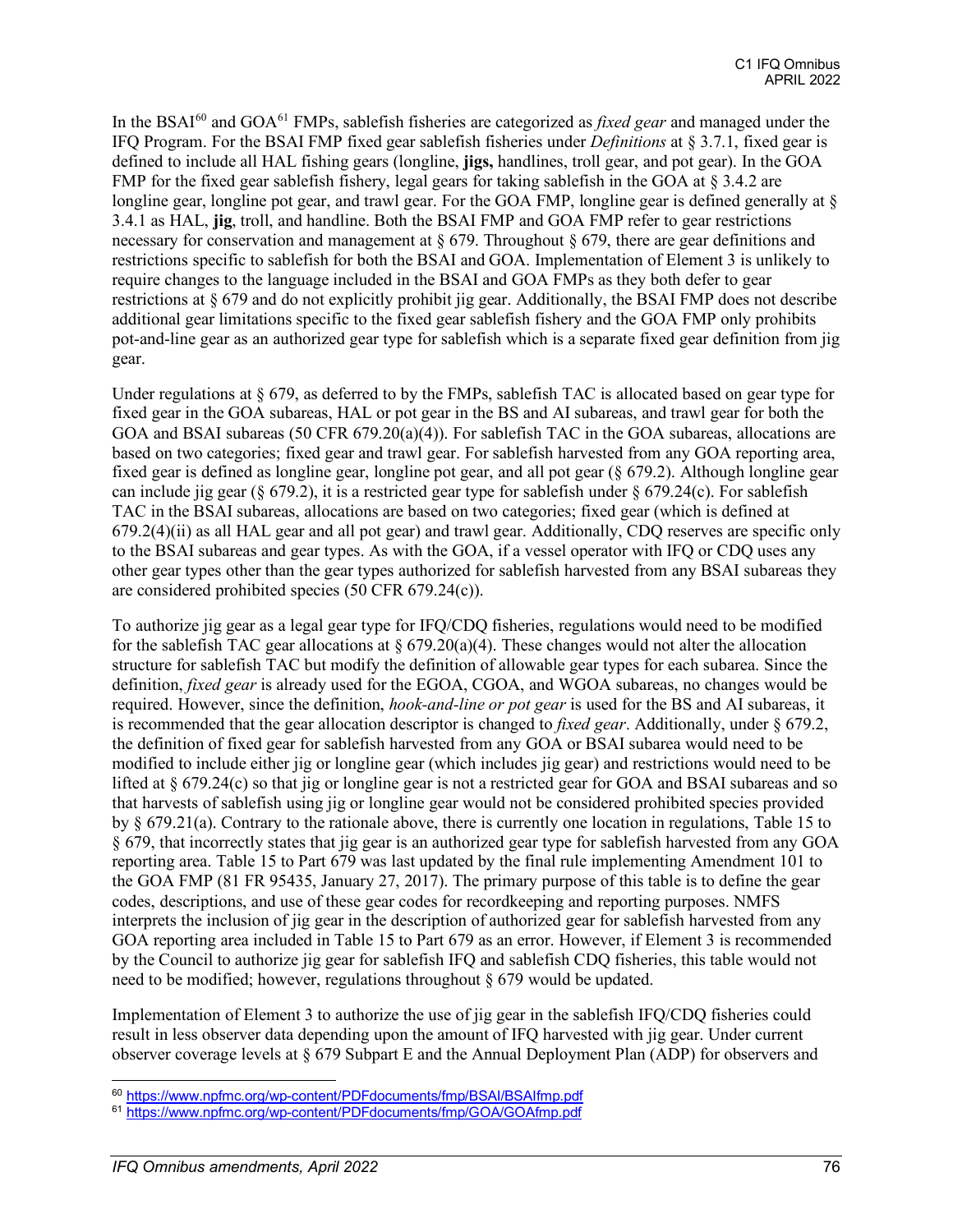In the BSAI[60] and GOA[61] FMPs, sablefish fisheries are categorized as *fixed gear* and managed under the IFQ Program. For the BSAI FMP fixed gear sablefish fisheries under *Definitions* at § 3.7.1, fixed gear is defined to include all HAL fishing gears (longline, **jigs,** handlines, troll gear, and pot gear). In the GOA FMP for the fixed gear sablefish fishery, legal gears for taking sablefish in the GOA at § 3.4.2 are longline gear, longline pot gear, and trawl gear. For the GOA FMP, longline gear is defined generally at § 3.4.1 as HAL, **jig**, troll, and handline. Both the BSAI FMP and GOA FMP refer to gear restrictions necessary for conservation and management at § 679. Throughout § 679, there are gear definitions and restrictions specific to sablefish for both the BSAI and GOA. Implementation of Element 3 is unlikely to require changes to the language included in the BSAI and GOA FMPs as they both defer to gear restrictions at § 679 and do not explicitly prohibit jig gear. Additionally, the BSAI FMP does not describe additional gear limitations specific to the fixed gear sablefish fishery and the GOA FMP only prohibits pot-and-line gear as an authorized gear type for sablefish which is a separate fixed gear definition from jig gear.

Under regulations at § 679, as deferred to by the FMPs, sablefish TAC is allocated based on gear type for fixed gear in the GOA subareas, HAL or pot gear in the BS and AI subareas, and trawl gear for both the GOA and BSAI subareas (50 CFR 679.20(a)(4)). For sablefish TAC in the GOA subareas, allocations are based on two categories; fixed gear and trawl gear. For sablefish harvested from any GOA reporting area, fixed gear is defined as longline gear, longline pot gear, and all pot gear (§ 679.2). Although longline gear can include jig gear (§ 679.2), it is a restricted gear type for sablefish under § 679.24(c). For sablefish TAC in the BSAI subareas, allocations are based on two categories; fixed gear (which is defined at 679.2(4)(ii) as all HAL gear and all pot gear) and trawl gear. Additionally, CDQ reserves are specific only to the BSAI subareas and gear types. As with the GOA, if a vessel operator with IFQ or CDQ uses any other gear types other than the gear types authorized for sablefish harvested from any BSAI subareas they are considered prohibited species (50 CFR 679.24(c)).

To authorize jig gear as a legal gear type for IFQ/CDQ fisheries, regulations would need to be modified for the sablefish TAC gear allocations at § 679.20(a)(4). These changes would not alter the allocation structure for sablefish TAC but modify the definition of allowable gear types for each subarea. Since the definition, *fixed gear* is already used for the EGOA, CGOA, and WGOA subareas, no changes would be required. However, since the definition, *hook-and-line or pot gear* is used for the BS and AI subareas, it is recommended that the gear allocation descriptor is changed to *fixed gear*. Additionally, under § 679.2, the definition of fixed gear for sablefish harvested from any GOA or BSAI subarea would need to be modified to include either jig or longline gear (which includes jig gear) and restrictions would need to be lifted at § 679.24(c) so that jig or longline gear is not a restricted gear for GOA and BSAI subareas and so that harvests of sablefish using jig or longline gear would not be considered prohibited species provided by § 679.21(a). Contrary to the rationale above, there is currently one location in regulations, Table 15 to § 679, that incorrectly states that jig gear is an authorized gear type for sablefish harvested from any GOA reporting area. Table 15 to Part 679 was last updated by the final rule implementing Amendment 101 to the GOA FMP (81 FR 95435, January 27, 2017). The primary purpose of this table is to define the gear codes, descriptions, and use of these gear codes for recordkeeping and reporting purposes. NMFS interprets the inclusion of jig gear in the description of authorized gear for sablefish harvested from any GOA reporting area included in Table 15 to Part 679 as an error. However, if Element 3 is recommended by the Council to authorize jig gear for sablefish IFQ and sablefish CDQ fisheries, this table would not need to be modified; however, regulations throughout § 679 would be updated.

Implementation of Element 3 to authorize the use of jig gear in the sablefish IFQ/CDQ fisheries could result in less observer data depending upon the amount of IFQ harvested with jig gear. Under current observer coverage levels at § 679 Subpart E and the Annual Deployment Plan (ADP) for observers and

[60] https://www.npfmc.org/wp-content/PDFdocuments/fmp/BSAI/BSAIfmp.pdf

[61] https://www.npfmc.org/wp-content/PDFdocuments/fmp/GOA/GOAfmp.pdf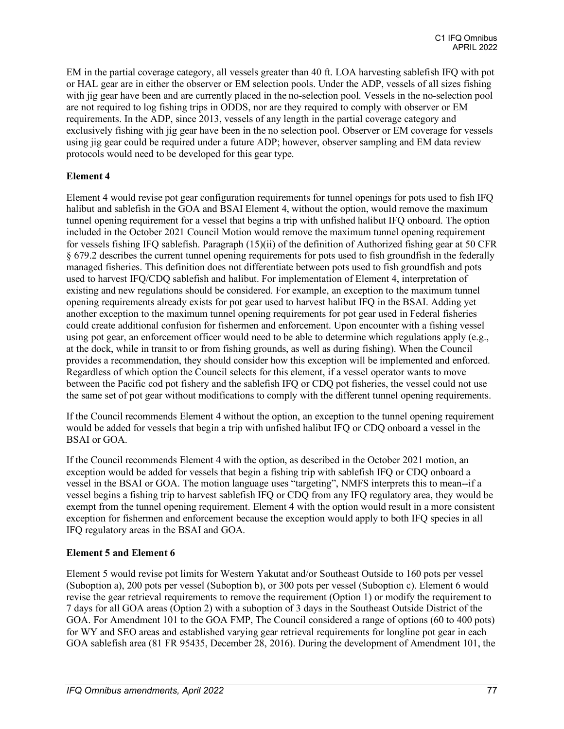EM in the partial coverage category, all vessels greater than 40 ft. LOA harvesting sablefish IFQ with pot or HAL gear are in either the observer or EM selection pools. Under the ADP, vessels of all sizes fishing with jig gear have been and are currently placed in the no-selection pool. Vessels in the no-selection pool are not required to log fishing trips in ODDS, nor are they required to comply with observer or EM requirements. In the ADP, since 2013, vessels of any length in the partial coverage category and exclusively fishing with jig gear have been in the no selection pool. Observer or EM coverage for vessels using jig gear could be required under a future ADP; however, observer sampling and EM data review protocols would need to be developed for this gear type.

**Element 4**

Element 4 would revise pot gear configuration requirements for tunnel openings for pots used to fish IFQ halibut and sablefish in the GOA and BSAI Element 4, without the option, would remove the maximum tunnel opening requirement for a vessel that begins a trip with unfished halibut IFQ onboard. The option included in the October 2021 Council Motion would remove the maximum tunnel opening requirement for vessels fishing IFQ sablefish. Paragraph (15)(ii) of the definition of Authorized fishing gear at 50 CFR § 679.2 describes the current tunnel opening requirements for pots used to fish groundfish in the federally managed fisheries. This definition does not differentiate between pots used to fish groundfish and pots used to harvest IFQ/CDQ sablefish and halibut. For implementation of Element 4, interpretation of existing and new regulations should be considered. For example, an exception to the maximum tunnel opening requirements already exists for pot gear used to harvest halibut IFQ in the BSAI. Adding yet another exception to the maximum tunnel opening requirements for pot gear used in Federal fisheries could create additional confusion for fishermen and enforcement. Upon encounter with a fishing vessel using pot gear, an enforcement officer would need to be able to determine which regulations apply (e.g., at the dock, while in transit to or from fishing grounds, as well as during fishing). When the Council provides a recommendation, they should consider how this exception will be implemented and enforced. Regardless of which option the Council selects for this element, if a vessel operator wants to move between the Pacific cod pot fishery and the sablefish IFQ or CDQ pot fisheries, the vessel could not use the same set of pot gear without modifications to comply with the different tunnel opening requirements.

If the Council recommends Element 4 without the option, an exception to the tunnel opening requirement would be added for vessels that begin a trip with unfished halibut IFQ or CDQ onboard a vessel in the BSAI or GOA.

If the Council recommends Element 4 with the option, as described in the October 2021 motion, an exception would be added for vessels that begin a fishing trip with sablefish IFQ or CDQ onboard a vessel in the BSAI or GOA. The motion language uses "targeting", NMFS interprets this to mean--if a vessel begins a fishing trip to harvest sablefish IFQ or CDQ from any IFQ regulatory area, they would be exempt from the tunnel opening requirement. Element 4 with the option would result in a more consistent exception for fishermen and enforcement because the exception would apply to both IFQ species in all IFQ regulatory areas in the BSAI and GOA.

**Element 5 and Element 6**

Element 5 would revise pot limits for Western Yakutat and/or Southeast Outside to 160 pots per vessel (Suboption a), 200 pots per vessel (Suboption b), or 300 pots per vessel (Suboption c). Element 6 would revise the gear retrieval requirements to remove the requirement (Option 1) or modify the requirement to 7 days for all GOA areas (Option 2) with a suboption of 3 days in the Southeast Outside District of the GOA. For Amendment 101 to the GOA FMP, The Council considered a range of options (60 to 400 pots) for WY and SEO areas and established varying gear retrieval requirements for longline pot gear in each GOA sablefish area (81 FR 95435, December 28, 2016). During the development of Amendment 101, the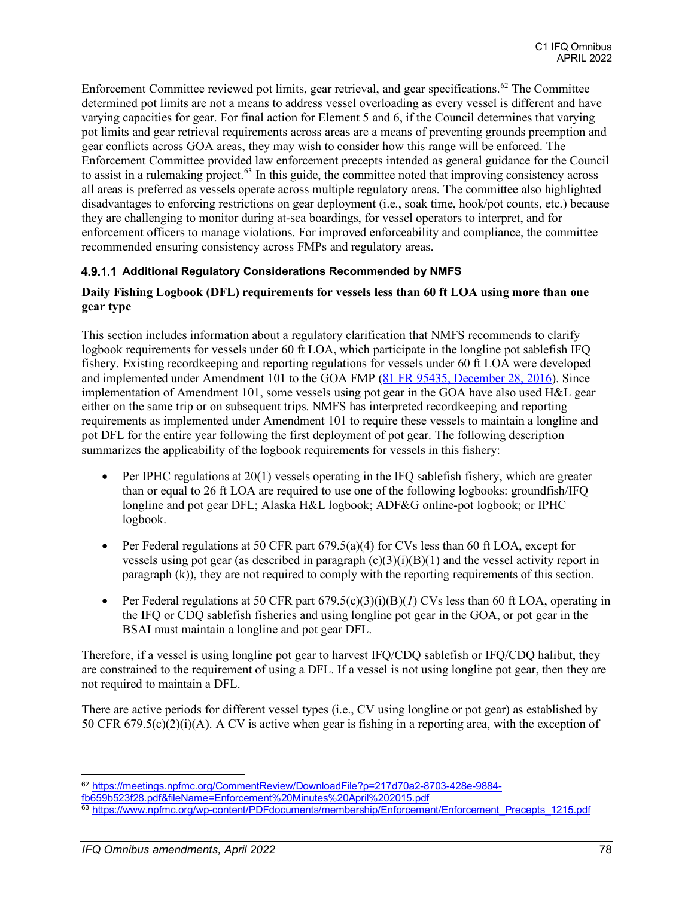Enforcement Committee reviewed pot limits, gear retrieval, and gear specifications.[62] The Committee determined pot limits are not a means to address vessel overloading as every vessel is different and have varying capacities for gear. For final action for Element 5 and 6, if the Council determines that varying pot limits and gear retrieval requirements across areas are a means of preventing grounds preemption and gear conflicts across GOA areas, they may wish to consider how this range will be enforced. The Enforcement Committee provided law enforcement precepts intended as general guidance for the Council to assist in a rulemaking project.[63] In this guide, the committee noted that improving consistency across all areas is preferred as vessels operate across multiple regulatory areas. The committee also highlighted disadvantages to enforcing restrictions on gear deployment (i.e., soak time, hook/pot counts, etc.) because they are challenging to monitor during at-sea boardings, for vessel operators to interpret, and for enforcement officers to manage violations. For improved enforceability and compliance, the committee recommended ensuring consistency across FMPs and regulatory areas.

#### 4.9.1.1 Additional Regulatory Considerations Recommended by NMFS

**Daily Fishing Logbook (DFL) requirements for vessels less than 60 ft LOA using more than one gear type**

This section includes information about a regulatory clarification that NMFS recommends to clarify logbook requirements for vessels under 60 ft LOA, which participate in the longline pot sablefish IFQ fishery. Existing recordkeeping and reporting regulations for vessels under 60 ft LOA were developed and implemented under Amendment 101 to the GOA FMP (81 FR 95435, December 28, 2016). Since implementation of Amendment 101, some vessels using pot gear in the GOA have also used H&L gear either on the same trip or on subsequent trips. NMFS has interpreted recordkeeping and reporting requirements as implemented under Amendment 101 to require these vessels to maintain a longline and pot DFL for the entire year following the first deployment of pot gear. The following description summarizes the applicability of the logbook requirements for vessels in this fishery:

- Per IPHC regulations at 20(1) vessels operating in the IFQ sablefish fishery, which are greater than or equal to 26 ft LOA are required to use one of the following logbooks: groundfish/IFQ longline and pot gear DFL; Alaska H&L logbook; ADF&G online-pot logbook; or IPHC logbook.
- Per Federal regulations at 50 CFR part 679.5(a)(4) for CVs less than 60 ft LOA, except for vessels using pot gear (as described in paragraph (c)(3)(i)(B)(1) and the vessel activity report in paragraph (k)), they are not required to comply with the reporting requirements of this section.
- Per Federal regulations at 50 CFR part 679.5(c)(3)(i)(B)(*1*) CVs less than 60 ft LOA, operating in the IFQ or CDQ sablefish fisheries and using longline pot gear in the GOA, or pot gear in the BSAI must maintain a longline and pot gear DFL.

Therefore, if a vessel is using longline pot gear to harvest IFQ/CDQ sablefish or IFQ/CDQ halibut, they are constrained to the requirement of using a DFL. If a vessel is not using longline pot gear, then they are not required to maintain a DFL.

There are active periods for different vessel types (i.e., CV using longline or pot gear) as established by 50 CFR 679.5(c)(2)(i)(A). A CV is active when gear is fishing in a reporting area, with the exception of

---

[62] https://meetings.npfmc.org/CommentReview/DownloadFile?p=217d70a2-8703-428e-9884-fb659b523f28.pdf&fileName=Enforcement%20Minutes%20April%202015.pdf

[63] https://www.npfmc.org/wp-content/PDFdocuments/membership/Enforcement/Enforcement_Precepts_1215.pdf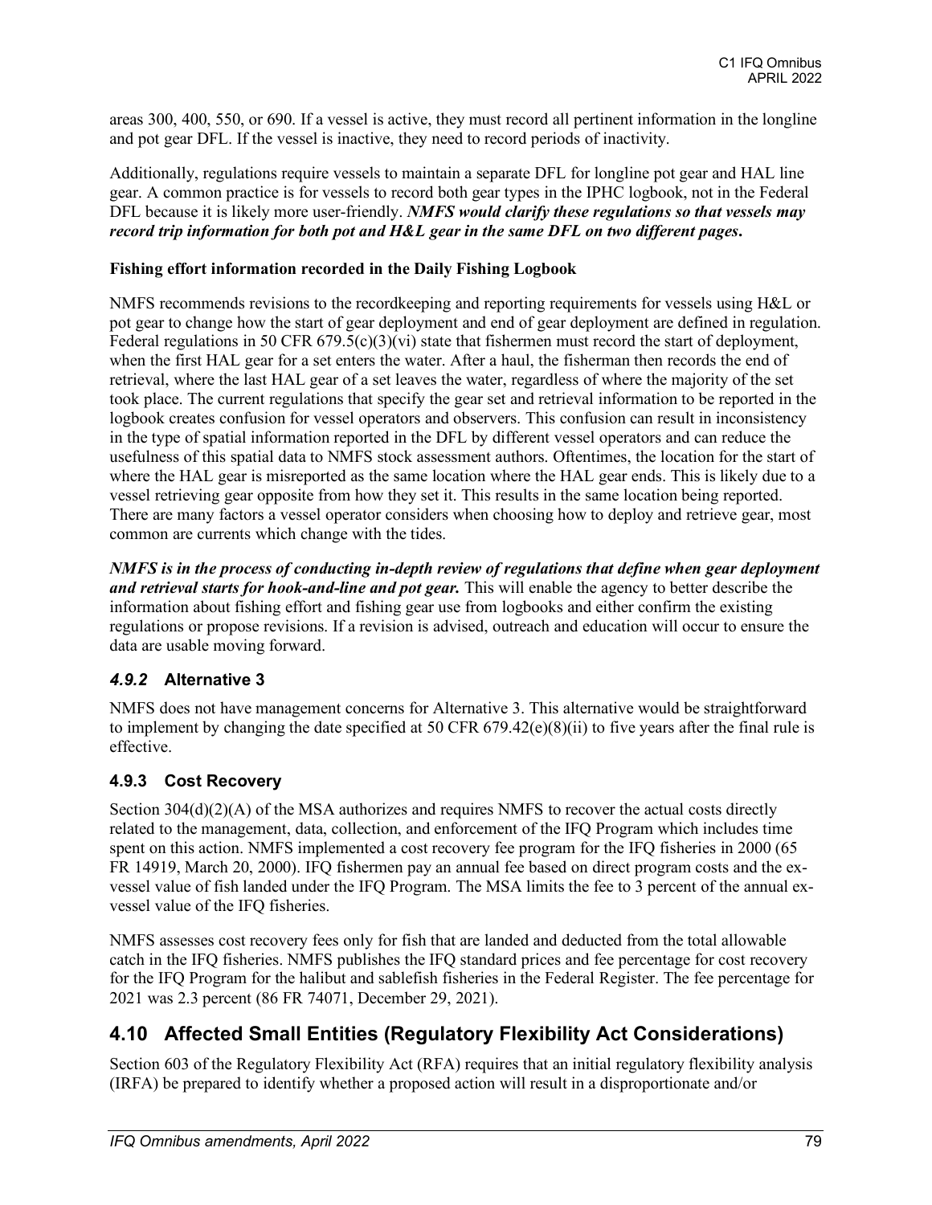areas 300, 400, 550, or 690. If a vessel is active, they must record all pertinent information in the longline and pot gear DFL. If the vessel is inactive, they need to record periods of inactivity.

Additionally, regulations require vessels to maintain a separate DFL for longline pot gear and HAL line gear. A common practice is for vessels to record both gear types in the IPHC logbook, not in the Federal DFL because it is likely more user-friendly. ***NMFS would clarify these regulations so that vessels may record trip information for both pot and H&L gear in the same DFL on two different pages*.**

**Fishing effort information recorded in the Daily Fishing Logbook**

NMFS recommends revisions to the recordkeeping and reporting requirements for vessels using H&L or pot gear to change how the start of gear deployment and end of gear deployment are defined in regulation. Federal regulations in 50 CFR 679.5(c)(3)(vi) state that fishermen must record the start of deployment, when the first HAL gear for a set enters the water. After a haul, the fisherman then records the end of retrieval, where the last HAL gear of a set leaves the water, regardless of where the majority of the set took place. The current regulations that specify the gear set and retrieval information to be reported in the logbook creates confusion for vessel operators and observers. This confusion can result in inconsistency in the type of spatial information reported in the DFL by different vessel operators and can reduce the usefulness of this spatial data to NMFS stock assessment authors. Oftentimes, the location for the start of where the HAL gear is misreported as the same location where the HAL gear ends. This is likely due to a vessel retrieving gear opposite from how they set it. This results in the same location being reported. There are many factors a vessel operator considers when choosing how to deploy and retrieve gear, most common are currents which change with the tides.

***NMFS is in the process of conducting in-depth review of regulations that define when gear deployment and retrieval starts for hook-and-line and pot gear.*** This will enable the agency to better describe the information about fishing effort and fishing gear use from logbooks and either confirm the existing regulations or propose revisions. If a revision is advised, outreach and education will occur to ensure the data are usable moving forward.

### *4.9.2* Alternative 3

NMFS does not have management concerns for Alternative 3. This alternative would be straightforward to implement by changing the date specified at 50 CFR 679.42(e)(8)(ii) to five years after the final rule is effective.

### 4.9.3 Cost Recovery

Section 304(d)(2)(A) of the MSA authorizes and requires NMFS to recover the actual costs directly related to the management, data, collection, and enforcement of the IFQ Program which includes time spent on this action. NMFS implemented a cost recovery fee program for the IFQ fisheries in 2000 (65 FR 14919, March 20, 2000). IFQ fishermen pay an annual fee based on direct program costs and the ex-vessel value of fish landed under the IFQ Program. The MSA limits the fee to 3 percent of the annual ex-vessel value of the IFQ fisheries.

NMFS assesses cost recovery fees only for fish that are landed and deducted from the total allowable catch in the IFQ fisheries. NMFS publishes the IFQ standard prices and fee percentage for cost recovery for the IFQ Program for the halibut and sablefish fisheries in the Federal Register. The fee percentage for 2021 was 2.3 percent (86 FR 74071, December 29, 2021).

## 4.10 Affected Small Entities (Regulatory Flexibility Act Considerations)

Section 603 of the Regulatory Flexibility Act (RFA) requires that an initial regulatory flexibility analysis (IRFA) be prepared to identify whether a proposed action will result in a disproportionate and/or